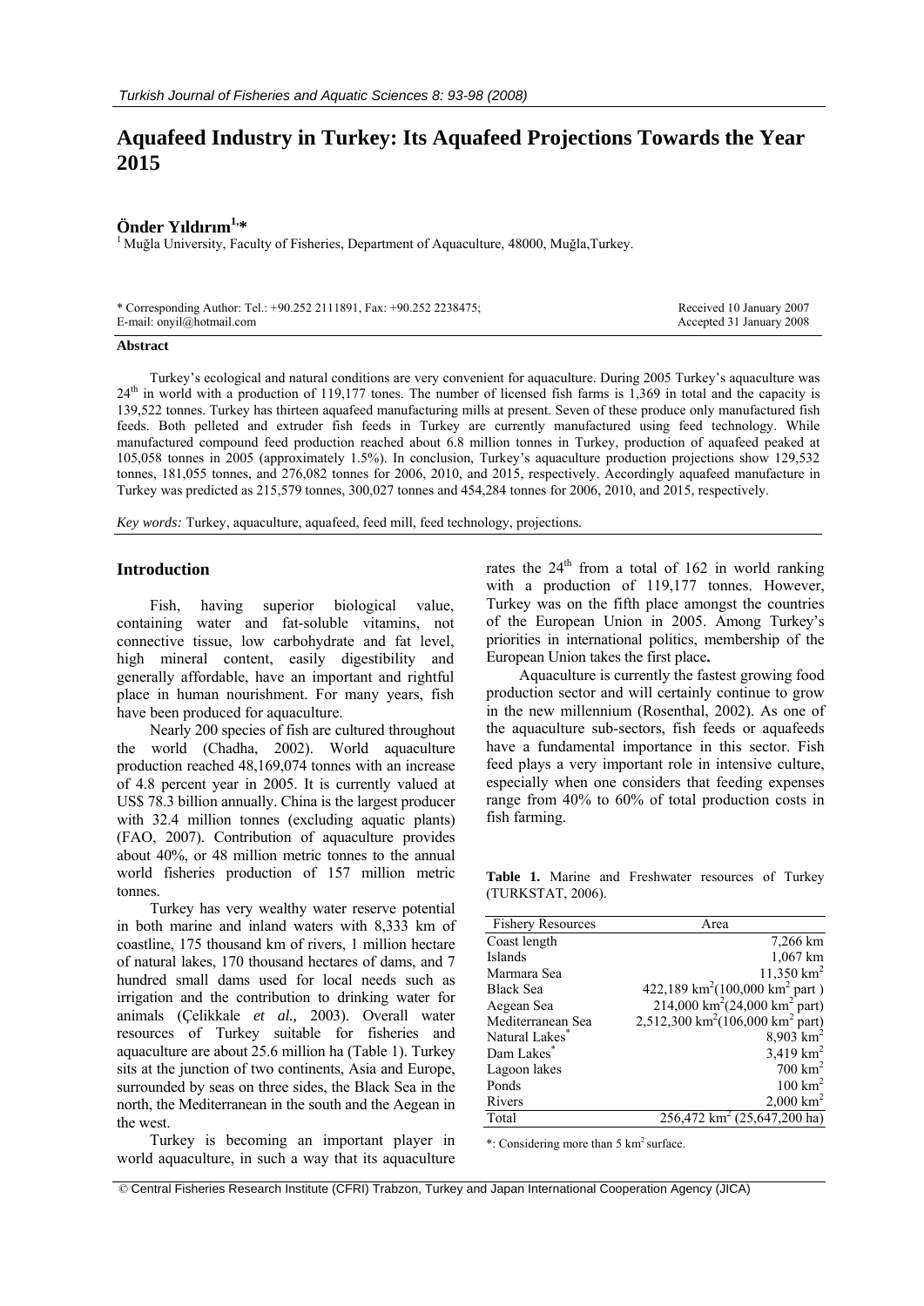# Aquafeed Industry in Turkey: Its Aquafeed Projections Towards the Year 2015

**Önder Yıldırım[1,*]**

[1] Muğla University, Faculty of Fisheries, Department of Aquaculture, 48000, Muğla,Turkey.

\* Corresponding Author: Tel.: +90.252 2111891, Fax: +90.252 2238475; E-mail: onyil@hotmail.com

Received 10 January 2007
Accepted 31 January 2008

### Abstract

Turkey's ecological and natural conditions are very convenient for aquaculture. During 2005 Turkey's aquaculture was 24[th] in world with a production of 119,177 tones. The number of licensed fish farms is 1,369 in total and the capacity is 139,522 tonnes. Turkey has thirteen aquafeed manufacturing mills at present. Seven of these produce only manufactured fish feeds. Both pelleted and extruder fish feeds in Turkey are currently manufactured using feed technology. While manufactured compound feed production reached about 6.8 million tonnes in Turkey, production of aquafeed peaked at 105,058 tonnes in 2005 (approximately 1.5%). In conclusion, Turkey's aquaculture production projections show 129,532 tonnes, 181,055 tonnes, and 276,082 tonnes for 2006, 2010, and 2015, respectively. Accordingly aquafeed manufacture in Turkey was predicted as 215,579 tonnes, 300,027 tonnes and 454,284 tonnes for 2006, 2010, and 2015, respectively.

*Key words:* Turkey, aquaculture, aquafeed, feed mill, feed technology, projections.

## Introduction

Fish, having superior biological value, containing water and fat-soluble vitamins, not connective tissue, low carbohydrate and fat level, high mineral content, easily digestibility and generally affordable, have an important and rightful place in human nourishment. For many years, fish have been produced for aquaculture.

Nearly 200 species of fish are cultured throughout the world (Chadha, 2002). World aquaculture production reached 48,169,074 tonnes with an increase of 4.8 percent year in 2005. It is currently valued at US$ 78.3 billion annually. China is the largest producer with 32.4 million tonnes (excluding aquatic plants) (FAO, 2007). Contribution of aquaculture provides about 40%, or 48 million metric tonnes to the annual world fisheries production of 157 million metric tonnes.

Turkey has very wealthy water reserve potential in both marine and inland waters with 8,333 km of coastline, 175 thousand km of rivers, 1 million hectare of natural lakes, 170 thousand hectares of dams, and 7 hundred small dams used for local needs such as irrigation and the contribution to drinking water for animals (Çelikkale *et al.,* 2003). Overall water resources of Turkey suitable for fisheries and aquaculture are about 25.6 million ha (Table 1). Turkey sits at the junction of two continents, Asia and Europe, surrounded by seas on three sides, the Black Sea in the north, the Mediterranean in the south and the Aegean in the west.

Turkey is becoming an important player in world aquaculture, in such a way that its aquaculture rates the 24[th] from a total of 162 in world ranking with a production of 119,177 tonnes. However, Turkey was on the fifth place amongst the countries of the European Union in 2005. Among Turkey's priorities in international politics, membership of the European Union takes the first place**.**

Aquaculture is currently the fastest growing food production sector and will certainly continue to grow in the new millennium (Rosenthal, 2002). As one of the aquaculture sub-sectors, fish feeds or aquafeeds have a fundamental importance in this sector. Fish feed plays a very important role in intensive culture, especially when one considers that feeding expenses range from 40% to 60% of total production costs in fish farming.

**Table 1.** Marine and Freshwater resources of Turkey (TURKSTAT, 2006).

| Fishery Resources | Area |
|---|---|
| Coast length | 7,266 km |
| Islands | 1,067 km |
| Marmara Sea | 11,350 km$^2$ |
| Black Sea | 422,189 km$^2$(100,000 km$^2$ part ) |
| Aegean Sea | 214,000 km$^2$(24,000 km$^2$ part) |
| Mediterranean Sea | 2,512,300 km$^2$(106,000 km$^2$ part) |
| Natural Lakes* | 8,903 km$^2$ |
| Dam Lakes* | 3,419 km$^2$ |
| Lagoon lakes | 700 km$^2$ |
| Ponds | 100 km$^2$ |
| Rivers | 2,000 km$^2$ |
| Total | 256,472 km$^2$ (25,647,200 ha) |

*: Considering more than 5 km$^2$ surface.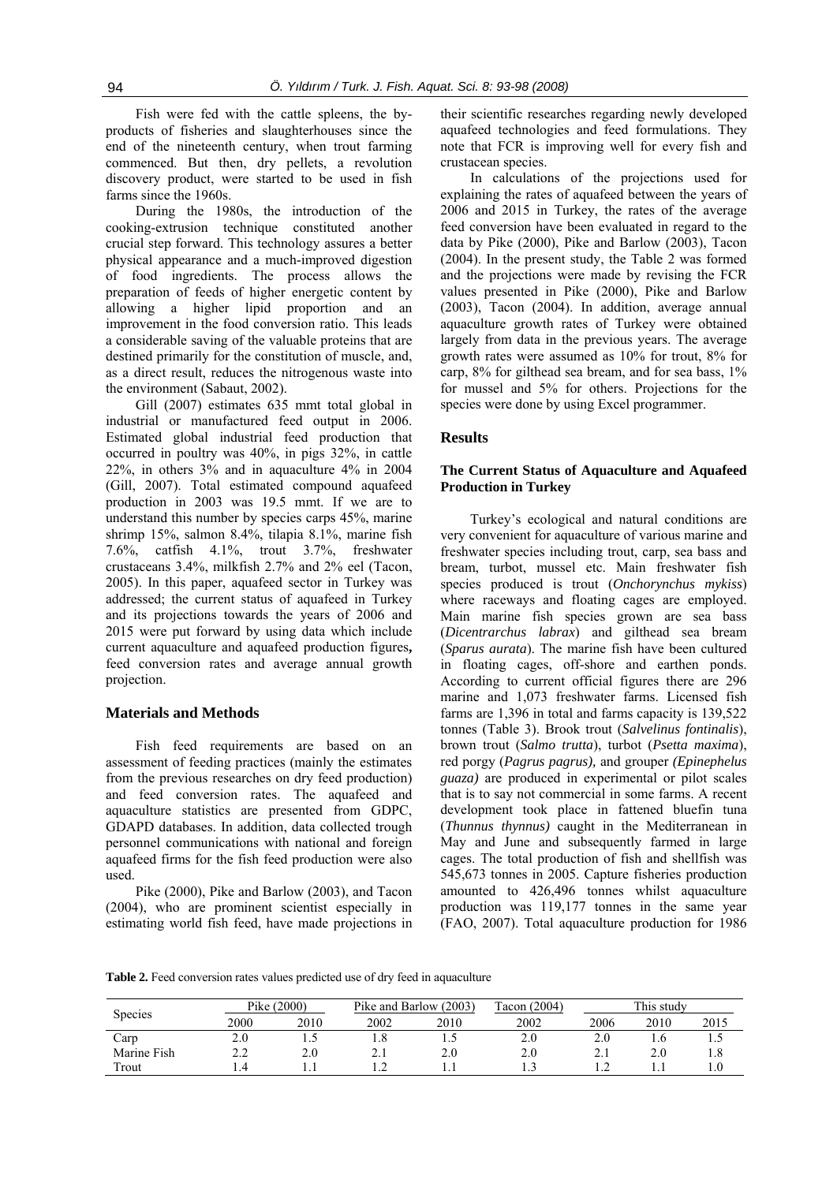Fish were fed with the cattle spleens, the by-products of fisheries and slaughterhouses since the end of the nineteenth century, when trout farming commenced. But then, dry pellets, a revolution discovery product, were started to be used in fish farms since the 1960s.

During the 1980s, the introduction of the cooking-extrusion technique constituted another crucial step forward. This technology assures a better physical appearance and a much-improved digestion of food ingredients. The process allows the preparation of feeds of higher energetic content by allowing a higher lipid proportion and an improvement in the food conversion ratio. This leads a considerable saving of the valuable proteins that are destined primarily for the constitution of muscle, and, as a direct result, reduces the nitrogenous waste into the environment (Sabaut, 2002).

Gill (2007) estimates 635 mmt total global in industrial or manufactured feed output in 2006. Estimated global industrial feed production that occurred in poultry was 40%, in pigs 32%, in cattle 22%, in others 3% and in aquaculture 4% in 2004 (Gill, 2007). Total estimated compound aquafeed production in 2003 was 19.5 mmt. If we are to understand this number by species carps 45%, marine shrimp 15%, salmon 8.4%, tilapia 8.1%, marine fish 7.6%, catfish 4.1%, trout 3.7%, freshwater crustaceans 3.4%, milkfish 2.7% and 2% eel (Tacon, 2005). In this paper, aquafeed sector in Turkey was addressed; the current status of aquafeed in Turkey and its projections towards the years of 2006 and 2015 were put forward by using data which include current aquaculture and aquafeed production figures**,** feed conversion rates and average annual growth projection.

## Materials and Methods

Fish feed requirements are based on an assessment of feeding practices (mainly the estimates from the previous researches on dry feed production) and feed conversion rates. The aquafeed and aquaculture statistics are presented from GDPC, GDAPD databases. In addition, data collected trough personnel communications with national and foreign aquafeed firms for the fish feed production were also used.

Pike (2000), Pike and Barlow (2003), and Tacon (2004), who are prominent scientist especially in estimating world fish feed, have made projections in their scientific researches regarding newly developed aquafeed technologies and feed formulations. They note that FCR is improving well for every fish and crustacean species.

In calculations of the projections used for explaining the rates of aquafeed between the years of 2006 and 2015 in Turkey, the rates of the average feed conversion have been evaluated in regard to the data by Pike (2000), Pike and Barlow (2003), Tacon (2004). In the present study, the Table 2 was formed and the projections were made by revising the FCR values presented in Pike (2000), Pike and Barlow (2003), Tacon (2004). In addition, average annual aquaculture growth rates of Turkey were obtained largely from data in the previous years. The average growth rates were assumed as 10% for trout, 8% for carp, 8% for gilthead sea bream, and for sea bass, 1% for mussel and 5% for others. Projections for the species were done by using Excel programmer.

## Results

### The Current Status of Aquaculture and Aquafeed Production in Turkey

Turkey's ecological and natural conditions are very convenient for aquaculture of various marine and freshwater species including trout, carp, sea bass and bream, turbot, mussel etc. Main freshwater fish species produced is trout (*Onchorynchus mykiss*) where raceways and floating cages are employed. Main marine fish species grown are sea bass (*Dicentrarchus labrax*) and gilthead sea bream (*Sparus aurata*). The marine fish have been cultured in floating cages, off-shore and earthen ponds. According to current official figures there are 296 marine and 1,073 freshwater farms. Licensed fish farms are 1,396 in total and farms capacity is 139,522 tonnes (Table 3). Brook trout (*Salvelinus fontinalis*), brown trout (*Salmo trutta*), turbot (*Psetta maxima*), red porgy (*Pagrus pagrus),* and grouper *(Epinephelus guaza)* are produced in experimental or pilot scales that is to say not commercial in some farms. A recent development took place in fattened bluefin tuna (*Thunnus thynnus)* caught in the Mediterranean in May and June and subsequently farmed in large cages. The total production of fish and shellfish was 545,673 tonnes in 2005. Capture fisheries production amounted to 426,496 tonnes whilst aquaculture production was 119,177 tonnes in the same year (FAO, 2007). Total aquaculture production for 1986

**Table 2.** Feed conversion rates values predicted use of dry feed in aquaculture

| Species | Pike (2000) | | Pike and Barlow (2003) | | Tacon (2004) | This study | | |
|---|---|---|---|---|---|---|---|---|
| | 2000 | 2010 | 2002 | 2010 | 2002 | 2006 | 2010 | 2015 |
| Carp | 2.0 | 1.5 | 1.8 | 1.5 | 2.0 | 2.0 | 1.6 | 1.5 |
| Marine Fish | 2.2 | 2.0 | 2.1 | 2.0 | 2.0 | 2.1 | 2.0 | 1.8 |
| Trout | 1.4 | 1.1 | 1.2 | 1.1 | 1.3 | 1.2 | 1.1 | 1.0 |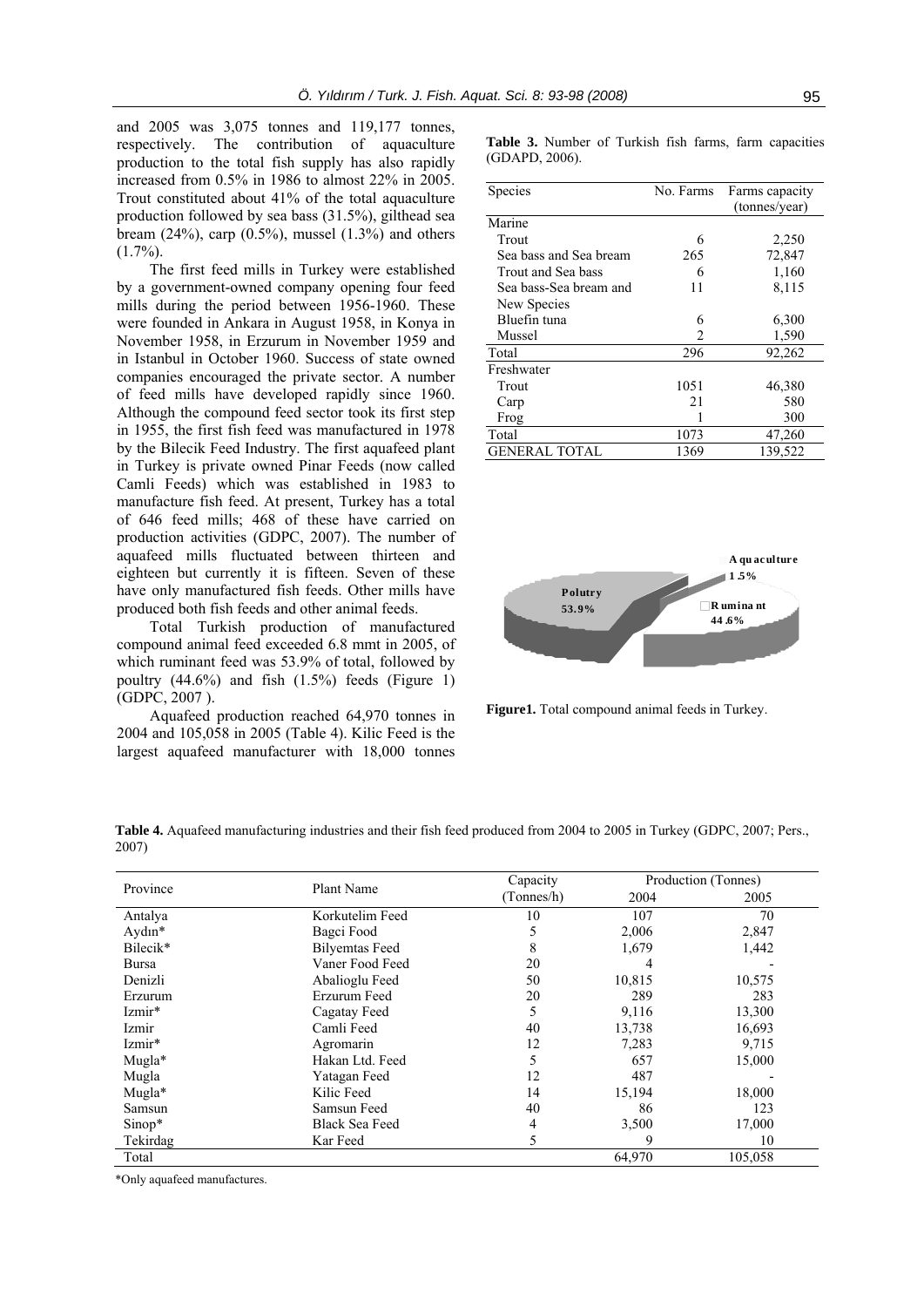and 2005 was 3,075 tonnes and 119,177 tonnes, respectively. The contribution of aquaculture production to the total fish supply has also rapidly increased from 0.5% in 1986 to almost 22% in 2005. Trout constituted about 41% of the total aquaculture production followed by sea bass (31.5%), gilthead sea bream (24%), carp (0.5%), mussel (1.3%) and others (1.7%).

The first feed mills in Turkey were established by a government-owned company opening four feed mills during the period between 1956-1960. These were founded in Ankara in August 1958, in Konya in November 1958, in Erzurum in November 1959 and in Istanbul in October 1960. Success of state owned companies encouraged the private sector. A number of feed mills have developed rapidly since 1960. Although the compound feed sector took its first step in 1955, the first fish feed was manufactured in 1978 by the Bilecik Feed Industry. The first aquafeed plant in Turkey is private owned Pinar Feeds (now called Camli Feeds) which was established in 1983 to manufacture fish feed. At present, Turkey has a total of 646 feed mills; 468 of these have carried on production activities (GDPC, 2007). The number of aquafeed mills fluctuated between thirteen and eighteen but currently it is fifteen. Seven of these have only manufactured fish feeds. Other mills have produced both fish feeds and other animal feeds.

Total Turkish production of manufactured compound animal feed exceeded 6.8 mmt in 2005, of which ruminant feed was 53.9% of total, followed by poultry (44.6%) and fish (1.5%) feeds (Figure 1) (GDPC, 2007 ).

Aquafeed production reached 64,970 tonnes in 2004 and 105,058 in 2005 (Table 4). Kilic Feed is the largest aquafeed manufacturer with 18,000 tonnes

**Table 3.** Number of Turkish fish farms, farm capacities (GDAPD, 2006).

| Species | No. Farms | Farms capacity (tonnes/year) |
|---|---|---|
| Marine | | |
| Trout | 6 | 2,250 |
| Sea bass and Sea bream | 265 | 72,847 |
| Trout and Sea bass | 6 | 1,160 |
| Sea bass-Sea bream and New Species | 11 | 8,115 |
| Bluefin tuna | 6 | 6,300 |
| Mussel | 2 | 1,590 |
| Total | 296 | 92,262 |
| Freshwater | | |
| Trout | 1051 | 46,380 |
| Carp | 21 | 580 |
| Frog | 1 | 300 |
| Total | 1073 | 47,260 |
| GENERAL TOTAL | 1369 | 139,522 |

Polutry 53.9%

Aquaculture 1.5%

Ruminant 44.6%

**Figure1.** Total compound animal feeds in Turkey.

**Table 4.** Aquafeed manufacturing industries and their fish feed produced from 2004 to 2005 in Turkey (GDPC, 2007; Pers., 2007)

| Province | Plant Name | Capacity (Tonnes/h) | Production (Tonnes) | |
|---|---|---|---|---|
| | | | 2004 | 2005 |
| Antalya | Korkutelim Feed | 10 | 107 | 70 |
| Aydın* | Bagci Food | 5 | 2,006 | 2,847 |
| Bilecik* | Bilyemtas Feed | 8 | 1,679 | 1,442 |
| Bursa | Vaner Food Feed | 20 | 4 | - |
| Denizli | Abalioglu Feed | 50 | 10,815 | 10,575 |
| Erzurum | Erzurum Feed | 20 | 289 | 283 |
| Izmir* | Cagatay Feed | 5 | 9,116 | 13,300 |
| Izmir | Camli Feed | 40 | 13,738 | 16,693 |
| Izmir* | Agromarin | 12 | 7,283 | 9,715 |
| Mugla* | Hakan Ltd. Feed | 5 | 657 | 15,000 |
| Mugla | Yatagan Feed | 12 | 487 | - |
| Mugla* | Kilic Feed | 14 | 15,194 | 18,000 |
| Samsun | Samsun Feed | 40 | 86 | 123 |
| Sinop* | Black Sea Feed | 4 | 3,500 | 17,000 |
| Tekirdag | Kar Feed | 5 | 9 | 10 |
| Total | | | 64,970 | 105,058 |

*Only aquafeed manufactures.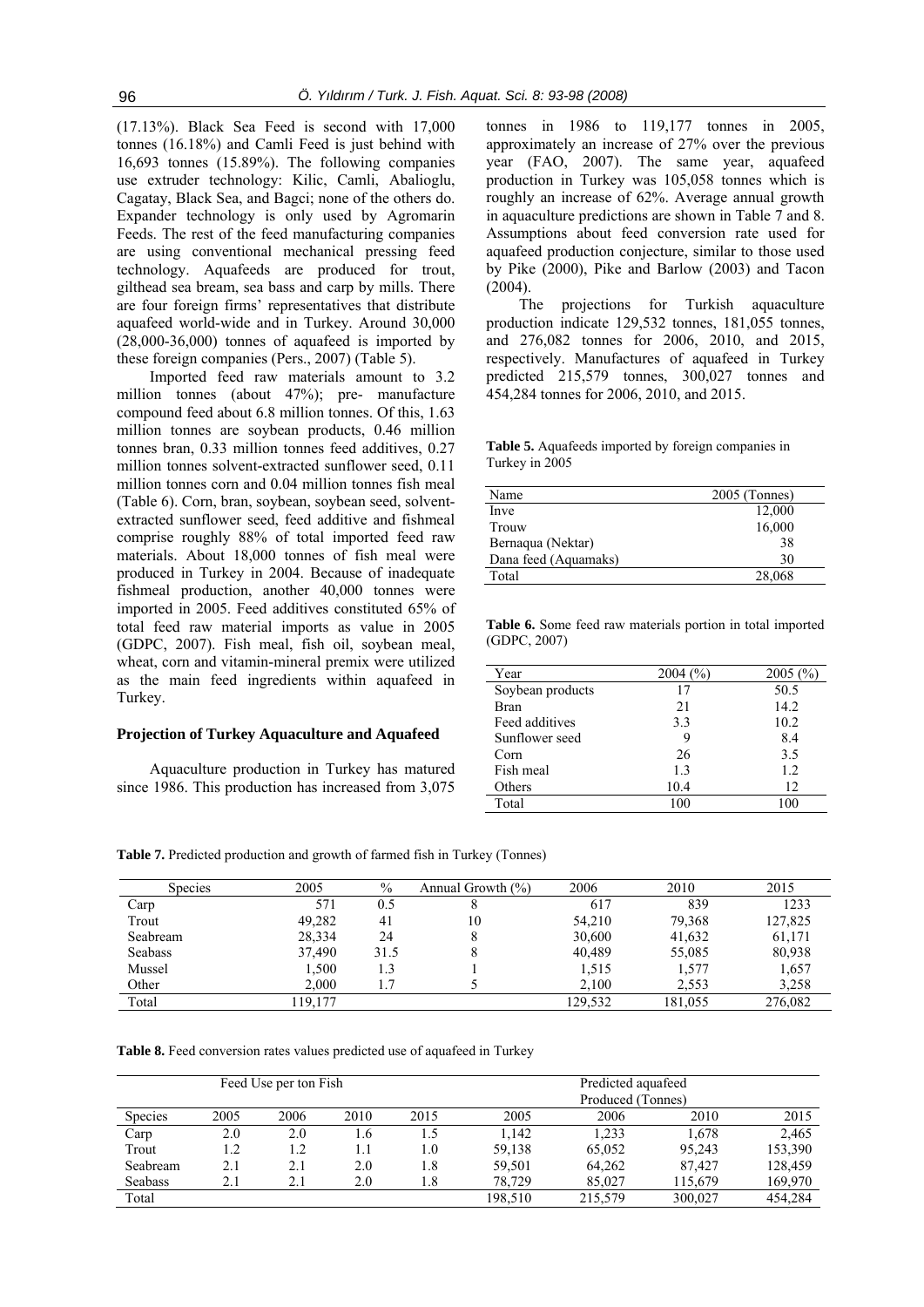(17.13%). Black Sea Feed is second with 17,000 tonnes (16.18%) and Camli Feed is just behind with 16,693 tonnes (15.89%). The following companies use extruder technology: Kilic, Camli, Abalioglu, Cagatay, Black Sea, and Bagci; none of the others do. Expander technology is only used by Agromarin Feeds. The rest of the feed manufacturing companies are using conventional mechanical pressing feed technology. Aquafeeds are produced for trout, gilthead sea bream, sea bass and carp by mills. There are four foreign firms' representatives that distribute aquafeed world-wide and in Turkey. Around 30,000 (28,000-36,000) tonnes of aquafeed is imported by these foreign companies (Pers., 2007) (Table 5).

Imported feed raw materials amount to 3.2 million tonnes (about 47%); pre- manufacture compound feed about 6.8 million tonnes. Of this, 1.63 million tonnes are soybean products, 0.46 million tonnes bran, 0.33 million tonnes feed additives, 0.27 million tonnes solvent-extracted sunflower seed, 0.11 million tonnes corn and 0.04 million tonnes fish meal (Table 6). Corn, bran, soybean, soybean seed, solvent-extracted sunflower seed, feed additive and fishmeal comprise roughly 88% of total imported feed raw materials. About 18,000 tonnes of fish meal were produced in Turkey in 2004. Because of inadequate fishmeal production, another 40,000 tonnes were imported in 2005. Feed additives constituted 65% of total feed raw material imports as value in 2005 (GDPC, 2007). Fish meal, fish oil, soybean meal, wheat, corn and vitamin-mineral premix were utilized as the main feed ingredients within aquafeed in Turkey.

## Projection of Turkey Aquaculture and Aquafeed

Aquaculture production in Turkey has matured since 1986. This production has increased from 3,075 tonnes in 1986 to 119,177 tonnes in 2005, approximately an increase of 27% over the previous year (FAO, 2007). The same year, aquafeed production in Turkey was 105,058 tonnes which is roughly an increase of 62%. Average annual growth in aquaculture predictions are shown in Table 7 and 8. Assumptions about feed conversion rate used for aquafeed production conjecture, similar to those used by Pike (2000), Pike and Barlow (2003) and Tacon (2004).

The projections for Turkish aquaculture production indicate 129,532 tonnes, 181,055 tonnes, and 276,082 tonnes for 2006, 2010, and 2015, respectively. Manufactures of aquafeed in Turkey predicted 215,579 tonnes, 300,027 tonnes and 454,284 tonnes for 2006, 2010, and 2015.

**Table 5.** Aquafeeds imported by foreign companies in Turkey in 2005

| Name | 2005 (Tonnes) |
|---|---|
| Inve | 12,000 |
| Trouw | 16,000 |
| Bernaqua (Nektar) | 38 |
| Dana feed (Aquamaks) | 30 |
| Total | 28,068 |

**Table 6.** Some feed raw materials portion in total imported (GDPC, 2007)

| Year | 2004 (%) | 2005 (%) |
|---|---|---|
| Soybean products | 17 | 50.5 |
| Bran | 21 | 14.2 |
| Feed additives | 3.3 | 10.2 |
| Sunflower seed | 9 | 8.4 |
| Corn | 26 | 3.5 |
| Fish meal | 1.3 | 1.2 |
| Others | 10.4 | 12 |
| Total | 100 | 100 |

**Table 7.** Predicted production and growth of farmed fish in Turkey (Tonnes)

| Species | 2005 | % | Annual Growth (%) | 2006 | 2010 | 2015 |
|---|---|---|---|---|---|---|
| Carp | 571 | 0.5 | 8 | 617 | 839 | 1233 |
| Trout | 49,282 | 41 | 10 | 54,210 | 79,368 | 127,825 |
| Seabream | 28,334 | 24 | 8 | 30,600 | 41,632 | 61,171 |
| Seabass | 37,490 | 31.5 | 8 | 40,489 | 55,085 | 80,938 |
| Mussel | 1,500 | 1.3 | 1 | 1,515 | 1,577 | 1,657 |
| Other | 2,000 | 1.7 | 5 | 2,100 | 2,553 | 3,258 |
| Total | 119,177 | | | 129,532 | 181,055 | 276,082 |

**Table 8.** Feed conversion rates values predicted use of aquafeed in Turkey

| | Feed Use per ton Fish | | | | Predicted aquafeed Produced (Tonnes) | | | |
|---|---|---|---|---|---|---|---|---|
| Species | 2005 | 2006 | 2010 | 2015 | 2005 | 2006 | 2010 | 2015 |
| Carp | 2.0 | 2.0 | 1.6 | 1.5 | 1,142 | 1,233 | 1,678 | 2,465 |
| Trout | 1.2 | 1.2 | 1.1 | 1.0 | 59,138 | 65,052 | 95,243 | 153,390 |
| Seabream | 2.1 | 2.1 | 2.0 | 1.8 | 59,501 | 64,262 | 87,427 | 128,459 |
| Seabass | 2.1 | 2.1 | 2.0 | 1.8 | 78,729 | 85,027 | 115,679 | 169,970 |
| Total | | | | | 198,510 | 215,579 | 300,027 | 454,284 |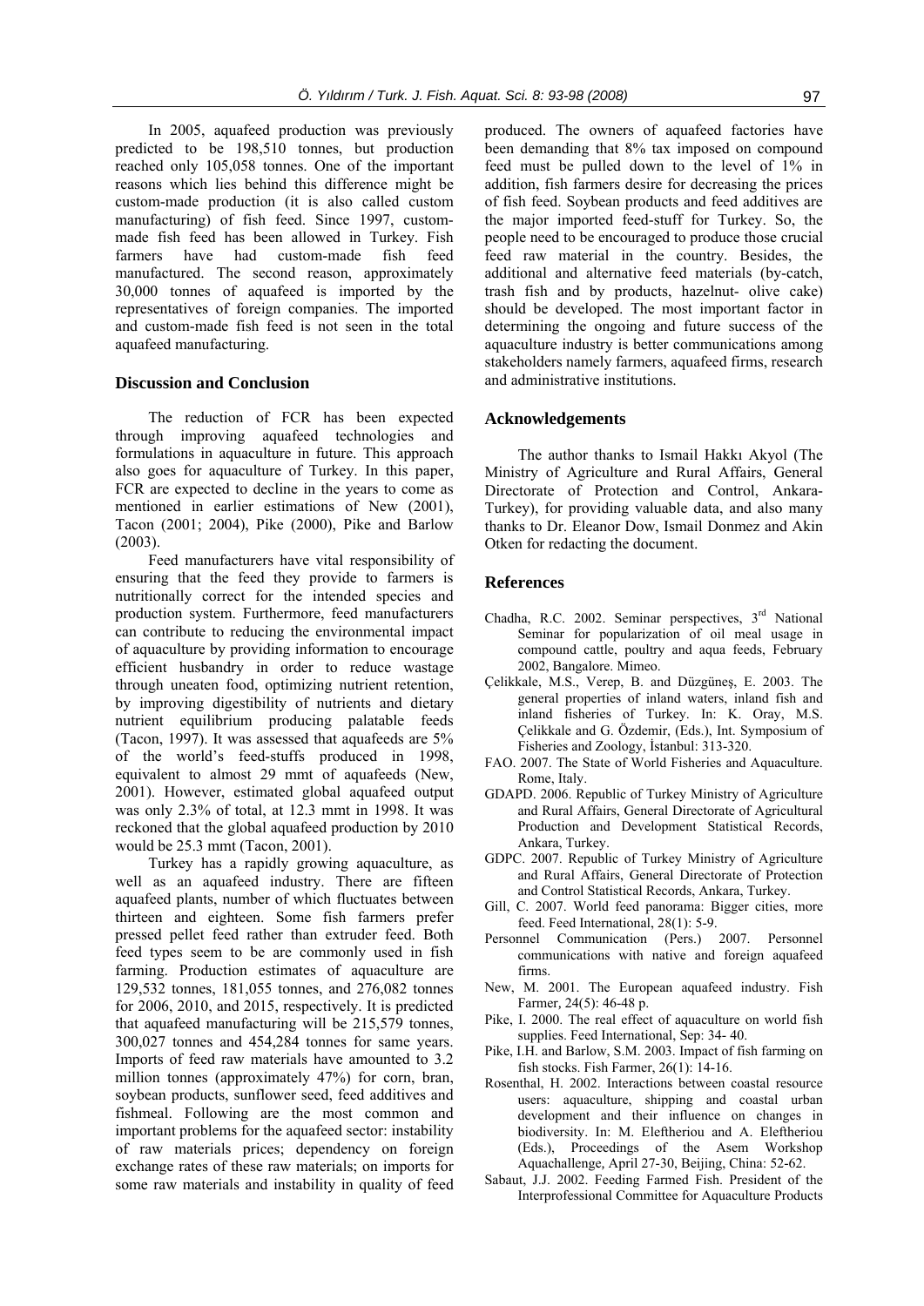In 2005, aquafeed production was previously predicted to be 198,510 tonnes, but production reached only 105,058 tonnes. One of the important reasons which lies behind this difference might be custom-made production (it is also called custom manufacturing) of fish feed. Since 1997, custom-made fish feed has been allowed in Turkey. Fish farmers have had custom-made fish feed manufactured. The second reason, approximately 30,000 tonnes of aquafeed is imported by the representatives of foreign companies. The imported and custom-made fish feed is not seen in the total aquafeed manufacturing.

## Discussion and Conclusion

The reduction of FCR has been expected through improving aquafeed technologies and formulations in aquaculture in future. This approach also goes for aquaculture of Turkey. In this paper, FCR are expected to decline in the years to come as mentioned in earlier estimations of New (2001), Tacon (2001; 2004), Pike (2000), Pike and Barlow (2003).

Feed manufacturers have vital responsibility of ensuring that the feed they provide to farmers is nutritionally correct for the intended species and production system. Furthermore, feed manufacturers can contribute to reducing the environmental impact of aquaculture by providing information to encourage efficient husbandry in order to reduce wastage through uneaten food, optimizing nutrient retention, by improving digestibility of nutrients and dietary nutrient equilibrium producing palatable feeds (Tacon, 1997). It was assessed that aquafeeds are 5% of the world's feed-stuffs produced in 1998, equivalent to almost 29 mmt of aquafeeds (New, 2001). However, estimated global aquafeed output was only 2.3% of total, at 12.3 mmt in 1998. It was reckoned that the global aquafeed production by 2010 would be 25.3 mmt (Tacon, 2001).

Turkey has a rapidly growing aquaculture, as well as an aquafeed industry. There are fifteen aquafeed plants, number of which fluctuates between thirteen and eighteen. Some fish farmers prefer pressed pellet feed rather than extruder feed. Both feed types seem to be are commonly used in fish farming. Production estimates of aquaculture are 129,532 tonnes, 181,055 tonnes, and 276,082 tonnes for 2006, 2010, and 2015, respectively. It is predicted that aquafeed manufacturing will be 215,579 tonnes, 300,027 tonnes and 454,284 tonnes for same years. Imports of feed raw materials have amounted to 3.2 million tonnes (approximately 47%) for corn, bran, soybean products, sunflower seed, feed additives and fishmeal. Following are the most common and important problems for the aquafeed sector: instability of raw materials prices; dependency on foreign exchange rates of these raw materials; on imports for some raw materials and instability in quality of feed produced. The owners of aquafeed factories have been demanding that 8% tax imposed on compound feed must be pulled down to the level of 1% in addition, fish farmers desire for decreasing the prices of fish feed. Soybean products and feed additives are the major imported feed-stuff for Turkey. So, the people need to be encouraged to produce those crucial feed raw material in the country. Besides, the additional and alternative feed materials (by-catch, trash fish and by products, hazelnut- olive cake) should be developed. The most important factor in determining the ongoing and future success of the aquaculture industry is better communications among stakeholders namely farmers, aquafeed firms, research and administrative institutions.

## Acknowledgements

The author thanks to Ismail Hakkı Akyol (The Ministry of Agriculture and Rural Affairs, General Directorate of Protection and Control, Ankara-Turkey), for providing valuable data, and also many thanks to Dr. Eleanor Dow, Ismail Donmez and Akin Otken for redacting the document.

## References

Chadha, R.C. 2002. Seminar perspectives, 3rd National Seminar for popularization of oil meal usage in compound cattle, poultry and aqua feeds, February 2002, Bangalore. Mimeo.

Çelikkale, M.S., Verep, B. and Düzgüneş, E. 2003. The general properties of inland waters, inland fish and inland fisheries of Turkey. In: K. Oray, M.S. Çelikkale and G. Özdemir, (Eds.), Int. Symposium of Fisheries and Zoology, İstanbul: 313-320.

FAO. 2007. The State of World Fisheries and Aquaculture. Rome, Italy.

GDAPD. 2006. Republic of Turkey Ministry of Agriculture and Rural Affairs, General Directorate of Agricultural Production and Development Statistical Records, Ankara, Turkey.

GDPC. 2007. Republic of Turkey Ministry of Agriculture and Rural Affairs, General Directorate of Protection and Control Statistical Records, Ankara, Turkey.

Gill, C. 2007. World feed panorama: Bigger cities, more feed. Feed International, 28(1): 5-9.

Personnel Communication (Pers.) 2007. Personnel communications with native and foreign aquafeed firms.

New, M. 2001. The European aquafeed industry. Fish Farmer, 24(5): 46-48 p.

Pike, I. 2000. The real effect of aquaculture on world fish supplies. Feed International, Sep: 34- 40.

Pike, I.H. and Barlow, S.M. 2003. Impact of fish farming on fish stocks. Fish Farmer, 26(1): 14-16.

Rosenthal, H. 2002. Interactions between coastal resource users: aquaculture, shipping and coastal urban development and their influence on changes in biodiversity. In: M. Eleftheriou and A. Eleftheriou (Eds.), Proceedings of the Asem Workshop Aquachallenge, April 27-30, Beijing, China: 52-62.

Sabaut, J.J. 2002. Feeding Farmed Fish. President of the Interprofessional Committee for Aquaculture Products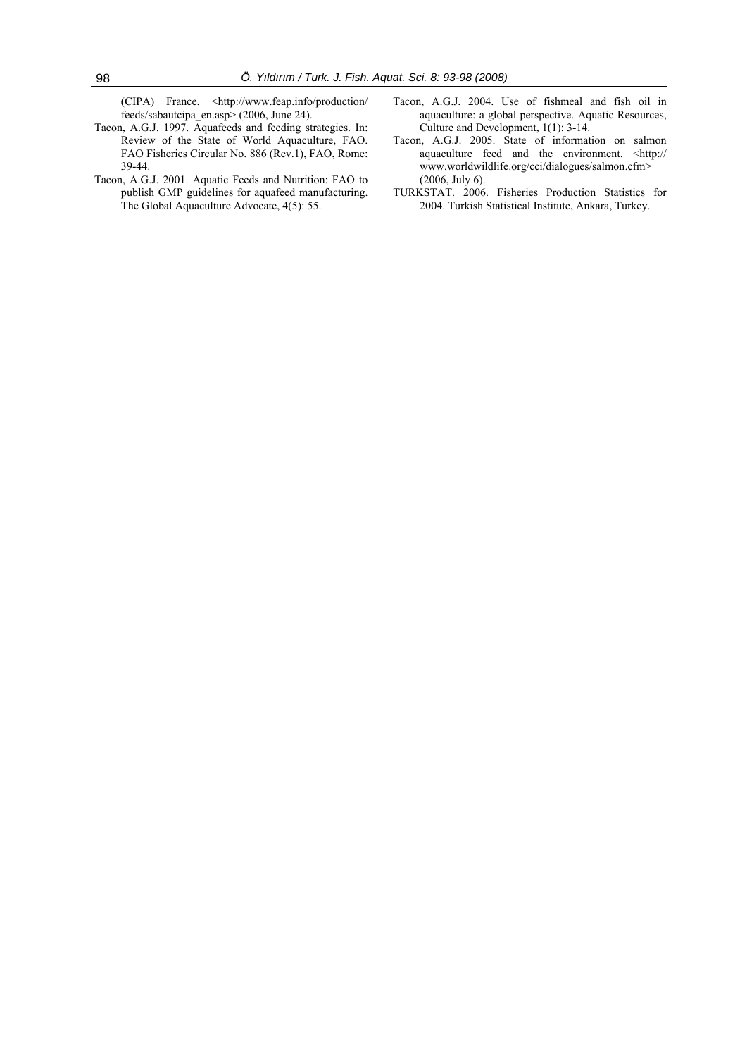(CIPA) France. <http://www.feap.info/production/feeds/sabautcipa_en.asp> (2006, June 24).

Tacon, A.G.J. 1997. Aquafeeds and feeding strategies. In: Review of the State of World Aquaculture, FAO. FAO Fisheries Circular No. 886 (Rev.1), FAO, Rome: 39-44.

Tacon, A.G.J. 2001. Aquatic Feeds and Nutrition: FAO to publish GMP guidelines for aquafeed manufacturing. The Global Aquaculture Advocate, 4(5): 55.

Tacon, A.G.J. 2004. Use of fishmeal and fish oil in aquaculture: a global perspective. Aquatic Resources, Culture and Development, 1(1): 3-14.

Tacon, A.G.J. 2005. State of information on salmon aquaculture feed and the environment. <http://www.worldwildlife.org/cci/dialogues/salmon.cfm> (2006, July 6).

TURKSTAT. 2006. Fisheries Production Statistics for 2004. Turkish Statistical Institute, Ankara, Turkey.